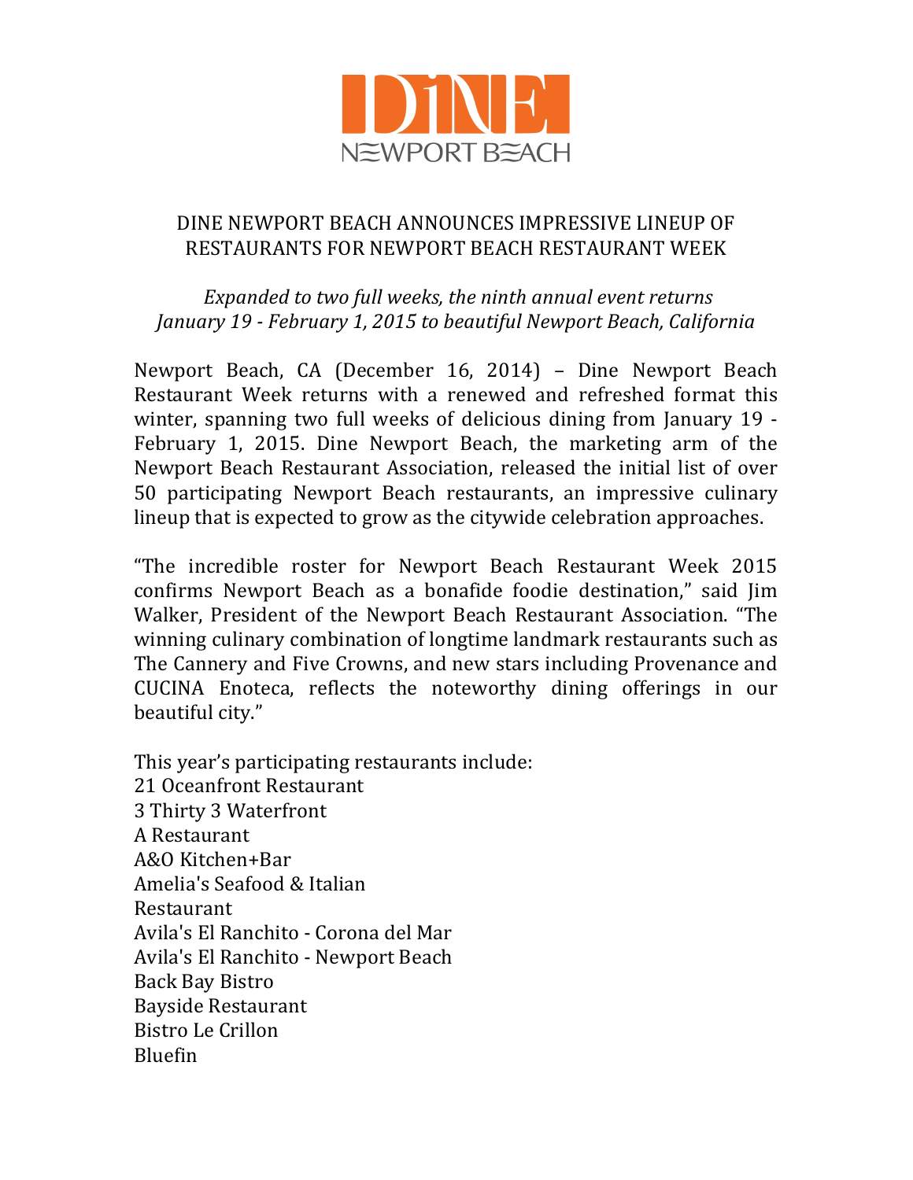DiNE NEWPORT BEACH

# DINE NEWPORT BEACH ANNOUNCES IMPRESSIVE LINEUP OF RESTAURANTS FOR NEWPORT BEACH RESTAURANT WEEK

*Expanded to two full weeks, the ninth annual event returns January 19 - February 1, 2015 to beautiful Newport Beach, California*

Newport Beach, CA (December 16, 2014) – Dine Newport Beach Restaurant Week returns with a renewed and refreshed format this winter, spanning two full weeks of delicious dining from January 19 - February 1, 2015. Dine Newport Beach, the marketing arm of the Newport Beach Restaurant Association, released the initial list of over 50 participating Newport Beach restaurants, an impressive culinary lineup that is expected to grow as the citywide celebration approaches.

"The incredible roster for Newport Beach Restaurant Week 2015 confirms Newport Beach as a bonafide foodie destination," said Jim Walker, President of the Newport Beach Restaurant Association. "The winning culinary combination of longtime landmark restaurants such as The Cannery and Five Crowns, and new stars including Provenance and CUCINA Enoteca, reflects the noteworthy dining offerings in our beautiful city."

This year's participating restaurants include:
21 Oceanfront Restaurant
3 Thirty 3 Waterfront
A Restaurant
A&O Kitchen+Bar
Amelia's Seafood & Italian Restaurant
Avila's El Ranchito - Corona del Mar
Avila's El Ranchito - Newport Beach
Back Bay Bistro
Bayside Restaurant
Bistro Le Crillon
Bluefin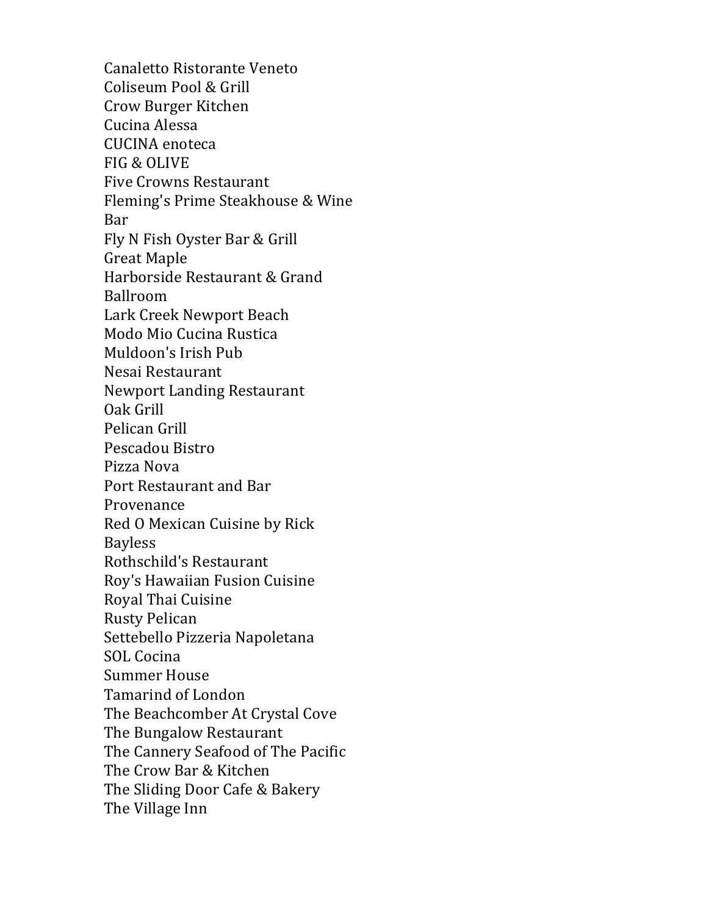Canaletto Ristorante Veneto
Coliseum Pool & Grill
Crow Burger Kitchen
Cucina Alessa
CUCINA enoteca
FIG & OLIVE
Five Crowns Restaurant
Fleming's Prime Steakhouse & Wine Bar
Fly N Fish Oyster Bar & Grill
Great Maple
Harborside Restaurant & Grand Ballroom
Lark Creek Newport Beach
Modo Mio Cucina Rustica
Muldoon's Irish Pub
Nesai Restaurant
Newport Landing Restaurant
Oak Grill
Pelican Grill
Pescadou Bistro
Pizza Nova
Port Restaurant and Bar
Provenance
Red O Mexican Cuisine by Rick Bayless
Rothschild's Restaurant
Roy's Hawaiian Fusion Cuisine
Royal Thai Cuisine
Rusty Pelican
Settebello Pizzeria Napoletana
SOL Cocina
Summer House
Tamarind of London
The Beachcomber At Crystal Cove
The Bungalow Restaurant
The Cannery Seafood of The Pacific
The Crow Bar & Kitchen
The Sliding Door Cafe & Bakery
The Village Inn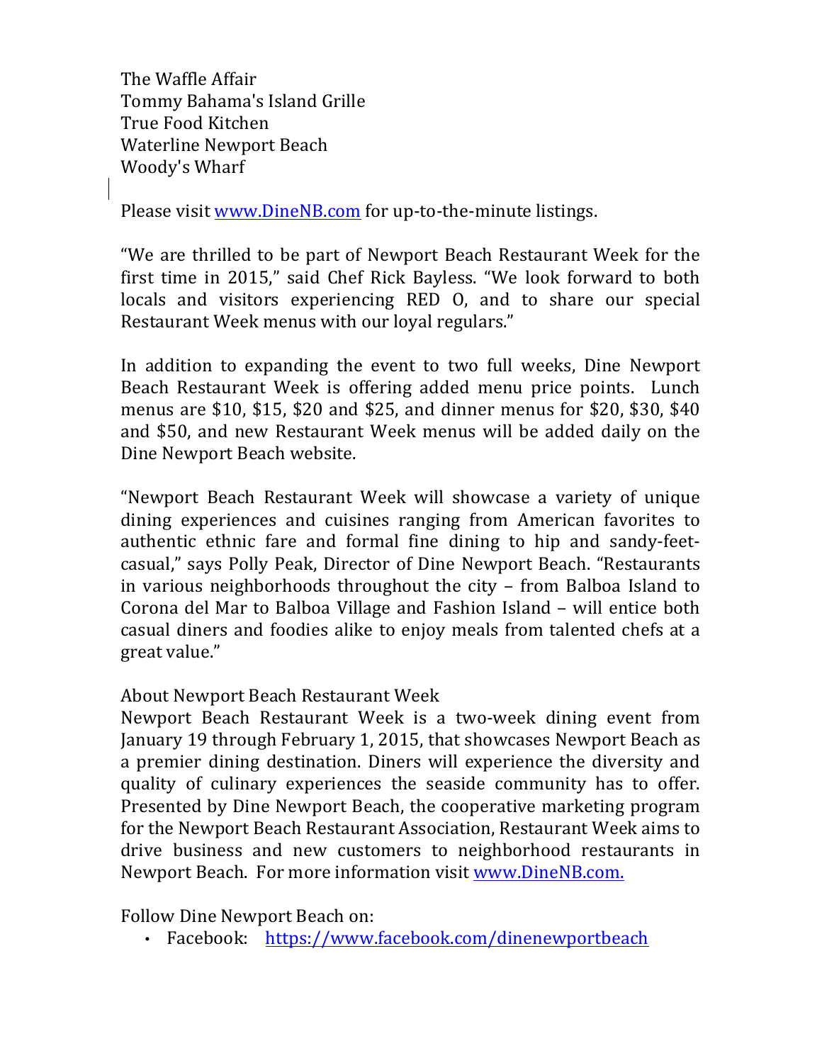The Waffle Affair
Tommy Bahama's Island Grille
True Food Kitchen
Waterline Newport Beach
Woody's Wharf

Please visit [www.DineNB.com](http://www.DineNB.com) for up-to-the-minute listings.

"We are thrilled to be part of Newport Beach Restaurant Week for the first time in 2015," said Chef Rick Bayless. "We look forward to both locals and visitors experiencing RED O, and to share our special Restaurant Week menus with our loyal regulars."

In addition to expanding the event to two full weeks, Dine Newport Beach Restaurant Week is offering added menu price points. Lunch menus are $10, $15, $20 and $25, and dinner menus for $20, $30, $40 and $50, and new Restaurant Week menus will be added daily on the Dine Newport Beach website.

"Newport Beach Restaurant Week will showcase a variety of unique dining experiences and cuisines ranging from American favorites to authentic ethnic fare and formal fine dining to hip and sandy-feet-casual," says Polly Peak, Director of Dine Newport Beach. "Restaurants in various neighborhoods throughout the city – from Balboa Island to Corona del Mar to Balboa Village and Fashion Island – will entice both casual diners and foodies alike to enjoy meals from talented chefs at a great value."

About Newport Beach Restaurant Week
Newport Beach Restaurant Week is a two-week dining event from January 19 through February 1, 2015, that showcases Newport Beach as a premier dining destination. Diners will experience the diversity and quality of culinary experiences the seaside community has to offer. Presented by Dine Newport Beach, the cooperative marketing program for the Newport Beach Restaurant Association, Restaurant Week aims to drive business and new customers to neighborhood restaurants in Newport Beach. For more information visit [www.DineNB.com.](http://www.DineNB.com)

Follow Dine Newport Beach on:

- Facebook: [https://www.facebook.com/dinenewportbeach](https://www.facebook.com/dinenewportbeach)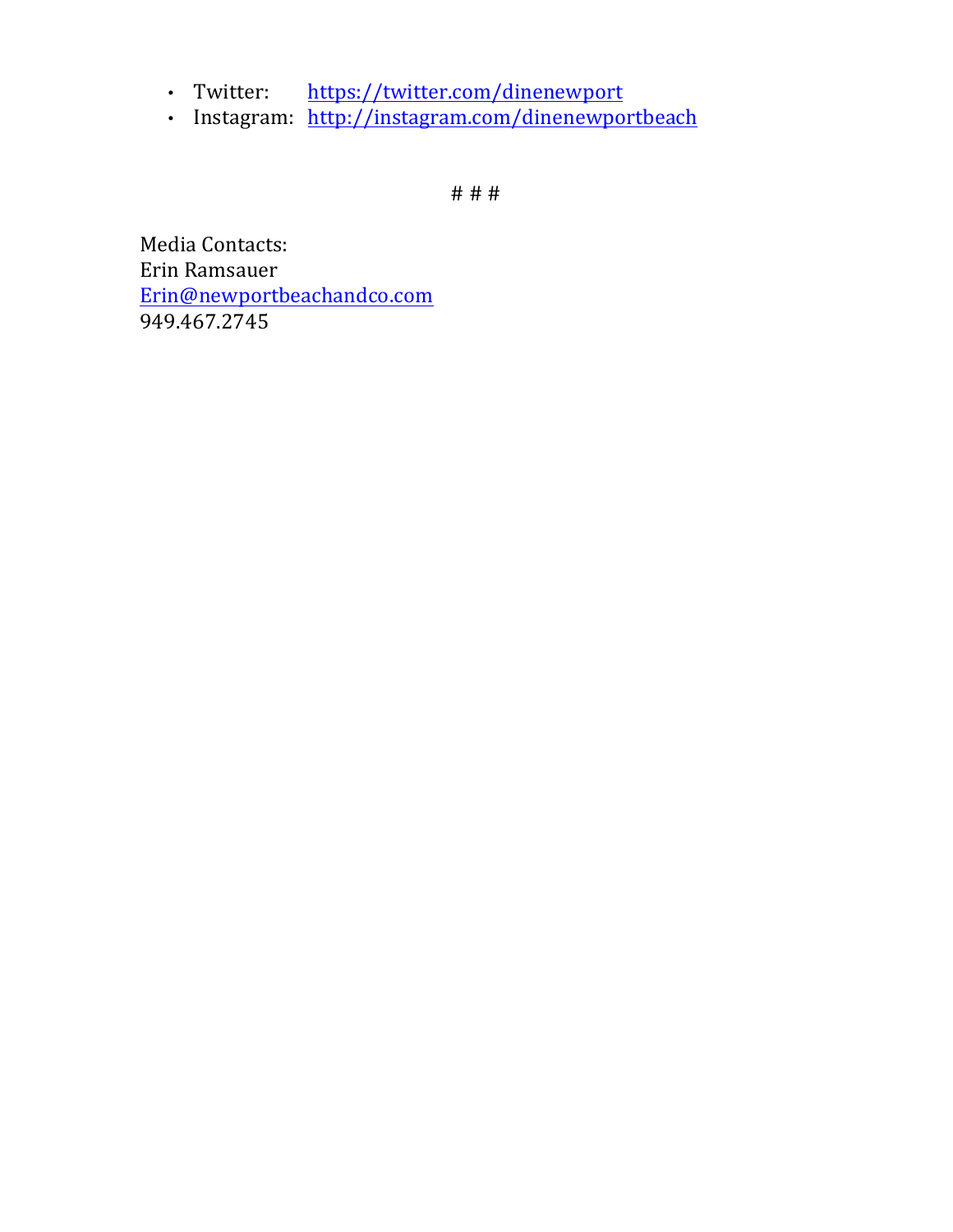- Twitter: https://twitter.com/dinenewport
- Instagram: http://instagram.com/dinenewportbeach

# # #

Media Contacts:
Erin Ramsauer
Erin@newportbeachandco.com
949.467.2745